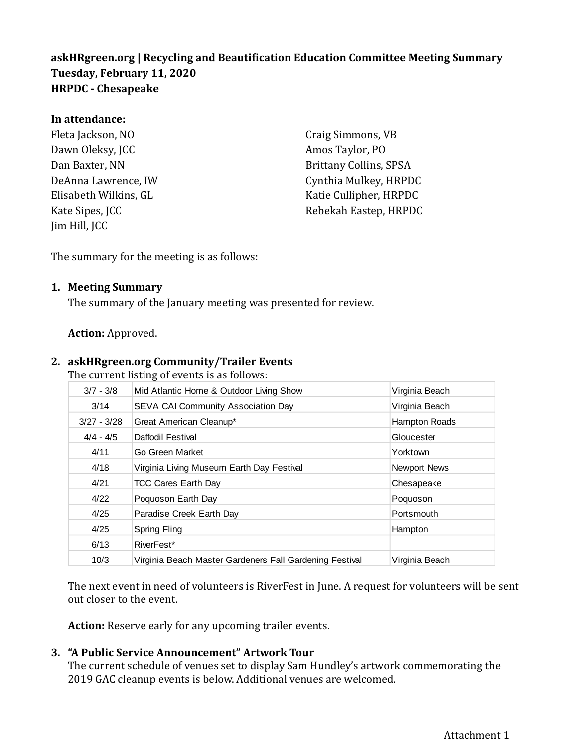**askHRgreen.org | Recycling and Beautification Education Committee Meeting Summary**
**Tuesday, February 11, 2020**
**HRPDC - Chesapeake**

**In attendance:**

Fleta Jackson, NO
Dawn Oleksy, JCC
Dan Baxter, NN
DeAnna Lawrence, IW
Elisabeth Wilkins, GL
Kate Sipes, JCC
Jim Hill, JCC
Craig Simmons, VB
Amos Taylor, PO
Brittany Collins, SPSA
Cynthia Mulkey, HRPDC
Katie Cullipher, HRPDC
Rebekah Eastep, HRPDC

The summary for the meeting is as follows:

1. **Meeting Summary**
   The summary of the January meeting was presented for review.

   **Action:** Approved.

2. **askHRgreen.org Community/Trailer Events**
   The current listing of events is as follows:

| | | |
|---|---|---|
| 3/7 - 3/8 | Mid Atlantic Home & Outdoor Living Show | Virginia Beach |
| 3/14 | SEVA CAI Community Association Day | Virginia Beach |
| 3/27 - 3/28 | Great American Cleanup* | Hampton Roads |
| 4/4 - 4/5 | Daffodil Festival | Gloucester |
| 4/11 | Go Green Market | Yorktown |
| 4/18 | Virginia Living Museum Earth Day Festival | Newport News |
| 4/21 | TCC Cares Earth Day | Chesapeake |
| 4/22 | Poquoson Earth Day | Poquoson |
| 4/25 | Paradise Creek Earth Day | Portsmouth |
| 4/25 | Spring Fling | Hampton |
| 6/13 | RiverFest* | |
| 10/3 | Virginia Beach Master Gardeners Fall Gardening Festival | Virginia Beach |

   The next event in need of volunteers is RiverFest in June. A request for volunteers will be sent out closer to the event.

   **Action:** Reserve early for any upcoming trailer events.

3. **"A Public Service Announcement" Artwork Tour**
   The current schedule of venues set to display Sam Hundley's artwork commemorating the 2019 GAC cleanup events is below. Additional venues are welcomed.

Attachment 1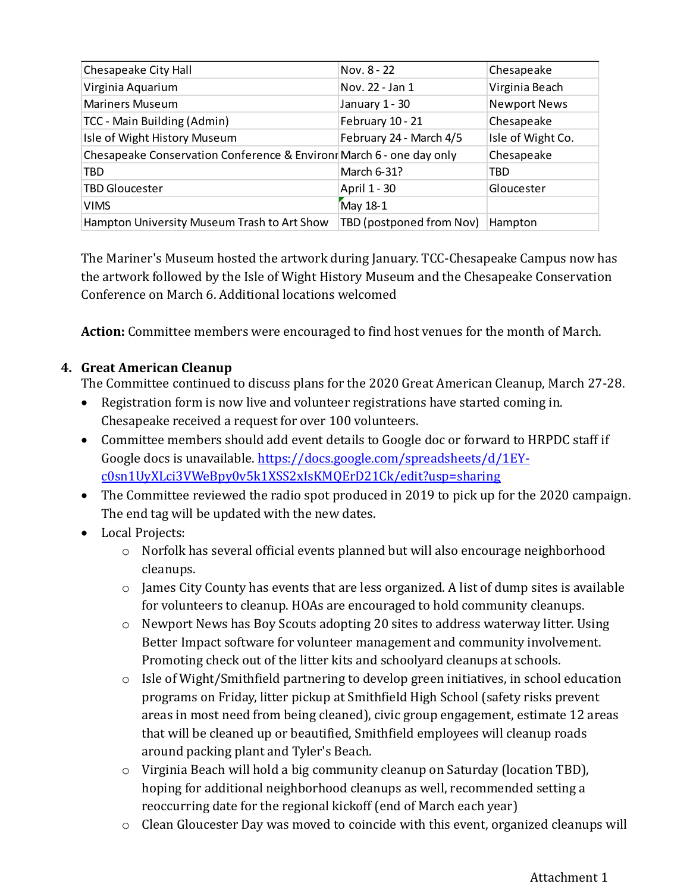| Chesapeake City Hall | Nov. 8 - 22 | Chesapeake |
|---|---|---|
| Virginia Aquarium | Nov. 22 - Jan 1 | Virginia Beach |
| Mariners Museum | January 1 - 30 | Newport News |
| TCC - Main Building (Admin) | February 10 - 21 | Chesapeake |
| Isle of Wight History Museum | February 24 - March 4/5 | Isle of Wight Co. |
| Chesapeake Conservation Conference & Environr | March 6 - one day only | Chesapeake |
| TBD | March 6-31? | TBD |
| TBD Gloucester | April 1 - 30 | Gloucester |
| VIMS | May 18-1 | |
| Hampton University Museum Trash to Art Show | TBD (postponed from Nov) | Hampton |

The Mariner's Museum hosted the artwork during January. TCC-Chesapeake Campus now has the artwork followed by the Isle of Wight History Museum and the Chesapeake Conservation Conference on March 6. Additional locations welcomed

**Action:** Committee members were encouraged to find host venues for the month of March.

4. **Great American Cleanup**
   The Committee continued to discuss plans for the 2020 Great American Cleanup, March 27-28.
   - Registration form is now live and volunteer registrations have started coming in. Chesapeake received a request for over 100 volunteers.
   - Committee members should add event details to Google doc or forward to HRPDC staff if Google docs is unavailable. https://docs.google.com/spreadsheets/d/1EY-c0sn1UyXLci3VWeBpy0v5k1XSS2xIsKMQErD21Ck/edit?usp=sharing
   - The Committee reviewed the radio spot produced in 2019 to pick up for the 2020 campaign. The end tag will be updated with the new dates.
   - Local Projects:
     - Norfolk has several official events planned but will also encourage neighborhood cleanups.
     - James City County has events that are less organized. A list of dump sites is available for volunteers to cleanup. HOAs are encouraged to hold community cleanups.
     - Newport News has Boy Scouts adopting 20 sites to address waterway litter. Using Better Impact software for volunteer management and community involvement. Promoting check out of the litter kits and schoolyard cleanups at schools.
     - Isle of Wight/Smithfield partnering to develop green initiatives, in school education programs on Friday, litter pickup at Smithfield High School (safety risks prevent areas in most need from being cleaned), civic group engagement, estimate 12 areas that will be cleaned up or beautified, Smithfield employees will cleanup roads around packing plant and Tyler's Beach.
     - Virginia Beach will hold a big community cleanup on Saturday (location TBD), hoping for additional neighborhood cleanups as well, recommended setting a reoccurring date for the regional kickoff (end of March each year)
     - Clean Gloucester Day was moved to coincide with this event, organized cleanups will

Attachment 1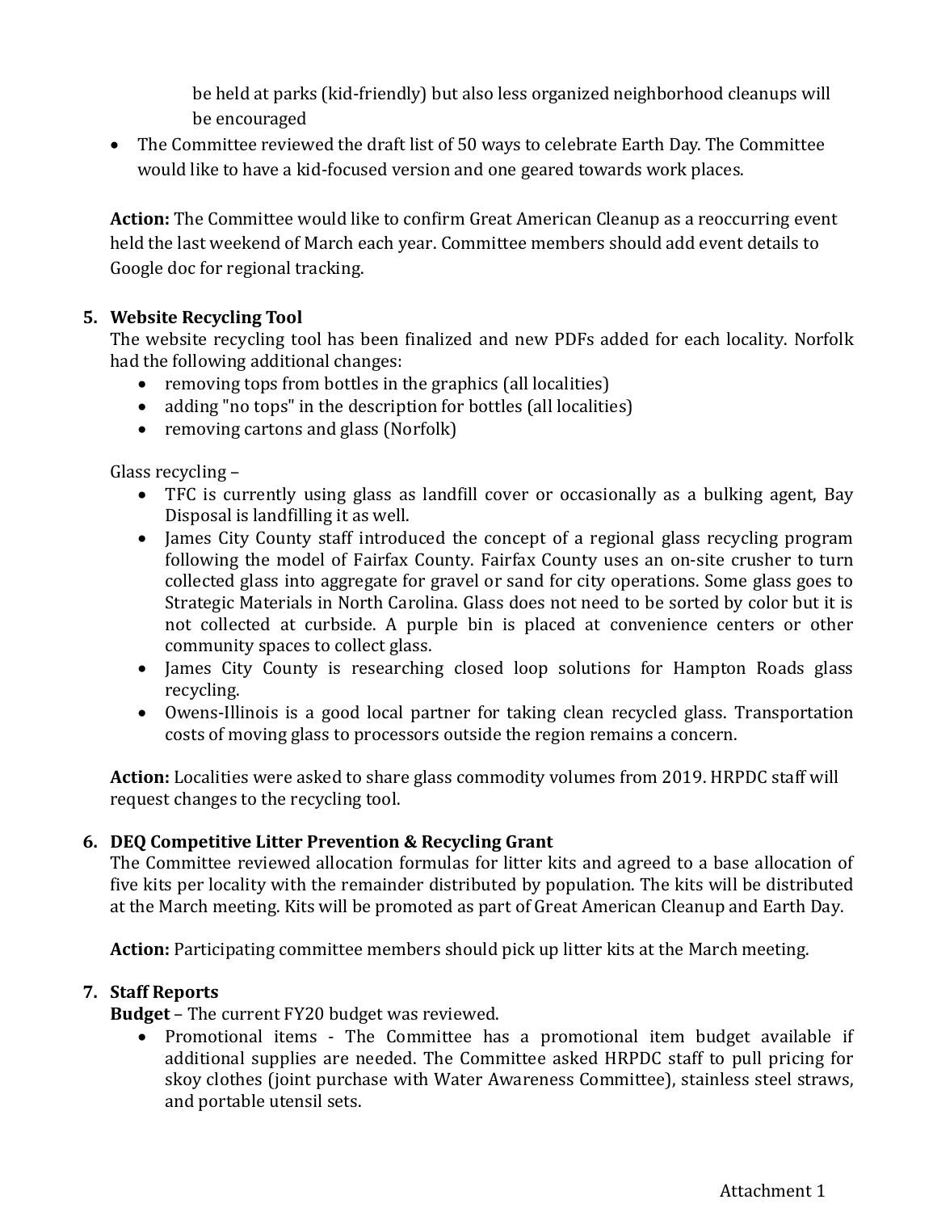be held at parks (kid-friendly) but also less organized neighborhood cleanups will be encouraged

- The Committee reviewed the draft list of 50 ways to celebrate Earth Day. The Committee would like to have a kid-focused version and one geared towards work places.

**Action:** The Committee would like to confirm Great American Cleanup as a reoccurring event held the last weekend of March each year. Committee members should add event details to Google doc for regional tracking.

5. **Website Recycling Tool**

The website recycling tool has been finalized and new PDFs added for each locality. Norfolk had the following additional changes:

- removing tops from bottles in the graphics (all localities)
- adding "no tops" in the description for bottles (all localities)
- removing cartons and glass (Norfolk)

Glass recycling –

- TFC is currently using glass as landfill cover or occasionally as a bulking agent, Bay Disposal is landfilling it as well.
- James City County staff introduced the concept of a regional glass recycling program following the model of Fairfax County. Fairfax County uses an on-site crusher to turn collected glass into aggregate for gravel or sand for city operations. Some glass goes to Strategic Materials in North Carolina. Glass does not need to be sorted by color but it is not collected at curbside. A purple bin is placed at convenience centers or other community spaces to collect glass.
- James City County is researching closed loop solutions for Hampton Roads glass recycling.
- Owens-Illinois is a good local partner for taking clean recycled glass. Transportation costs of moving glass to processors outside the region remains a concern.

**Action:** Localities were asked to share glass commodity volumes from 2019. HRPDC staff will request changes to the recycling tool.

6. **DEQ Competitive Litter Prevention & Recycling Grant**

The Committee reviewed allocation formulas for litter kits and agreed to a base allocation of five kits per locality with the remainder distributed by population. The kits will be distributed at the March meeting. Kits will be promoted as part of Great American Cleanup and Earth Day.

**Action:** Participating committee members should pick up litter kits at the March meeting.

7. **Staff Reports**

**Budget** – The current FY20 budget was reviewed.

- Promotional items - The Committee has a promotional item budget available if additional supplies are needed. The Committee asked HRPDC staff to pull pricing for skoy clothes (joint purchase with Water Awareness Committee), stainless steel straws, and portable utensil sets.

Attachment 1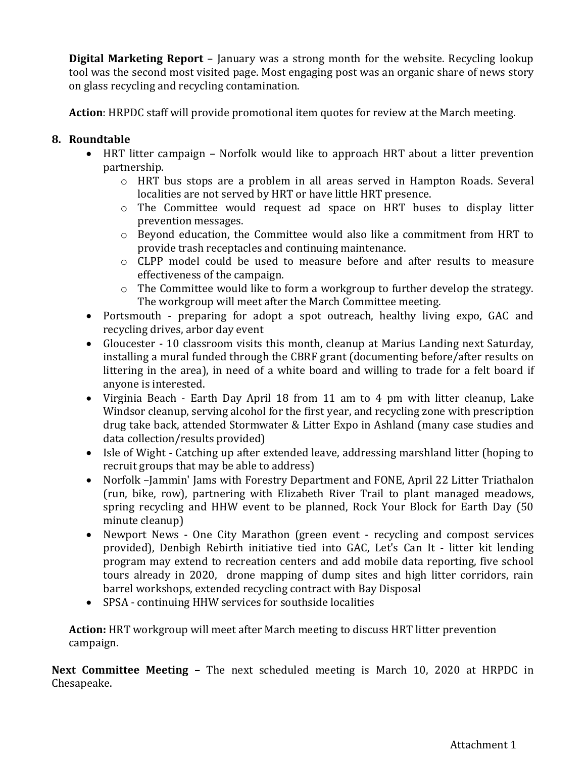**Digital Marketing Report** – January was a strong month for the website. Recycling lookup tool was the second most visited page. Most engaging post was an organic share of news story on glass recycling and recycling contamination.

**Action**: HRPDC staff will provide promotional item quotes for review at the March meeting.

## 8. Roundtable

- HRT litter campaign – Norfolk would like to approach HRT about a litter prevention partnership.
  - HRT bus stops are a problem in all areas served in Hampton Roads. Several localities are not served by HRT or have little HRT presence.
  - The Committee would request ad space on HRT buses to display litter prevention messages.
  - Beyond education, the Committee would also like a commitment from HRT to provide trash receptacles and continuing maintenance.
  - CLPP model could be used to measure before and after results to measure effectiveness of the campaign.
  - The Committee would like to form a workgroup to further develop the strategy. The workgroup will meet after the March Committee meeting.
- Portsmouth - preparing for adopt a spot outreach, healthy living expo, GAC and recycling drives, arbor day event
- Gloucester - 10 classroom visits this month, cleanup at Marius Landing next Saturday, installing a mural funded through the CBRF grant (documenting before/after results on littering in the area), in need of a white board and willing to trade for a felt board if anyone is interested.
- Virginia Beach - Earth Day April 18 from 11 am to 4 pm with litter cleanup, Lake Windsor cleanup, serving alcohol for the first year, and recycling zone with prescription drug take back, attended Stormwater & Litter Expo in Ashland (many case studies and data collection/results provided)
- Isle of Wight - Catching up after extended leave, addressing marshland litter (hoping to recruit groups that may be able to address)
- Norfolk –Jammin' Jams with Forestry Department and FONE, April 22 Litter Triathalon (run, bike, row), partnering with Elizabeth River Trail to plant managed meadows, spring recycling and HHW event to be planned, Rock Your Block for Earth Day (50 minute cleanup)
- Newport News - One City Marathon (green event - recycling and compost services provided), Denbigh Rebirth initiative tied into GAC, Let's Can It - litter kit lending program may extend to recreation centers and add mobile data reporting, five school tours already in 2020, drone mapping of dump sites and high litter corridors, rain barrel workshops, extended recycling contract with Bay Disposal
- SPSA - continuing HHW services for southside localities

**Action:** HRT workgroup will meet after March meeting to discuss HRT litter prevention campaign.

**Next Committee Meeting –** The next scheduled meeting is March 10, 2020 at HRPDC in Chesapeake.

Attachment 1